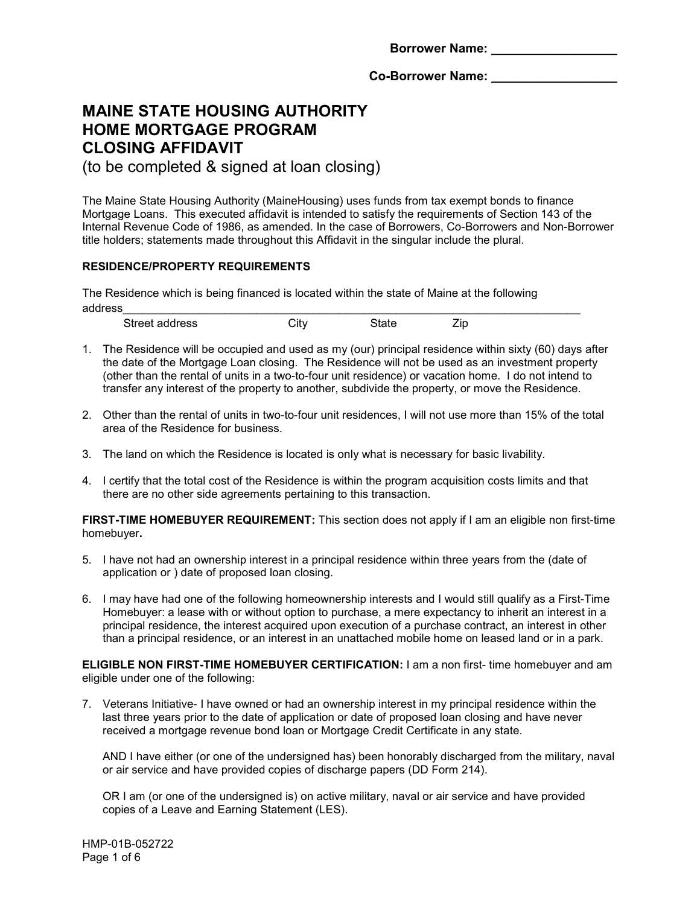**Borrower Name: __________________**

**Co-Borrower Name: __________________**

# MAINE STATE HOUSING AUTHORITY
# HOME MORTGAGE PROGRAM
# CLOSING AFFIDAVIT

(to be completed & signed at loan closing)

The Maine State Housing Authority (MaineHousing) uses funds from tax exempt bonds to finance Mortgage Loans. This executed affidavit is intended to satisfy the requirements of Section 143 of the Internal Revenue Code of 1986, as amended. In the case of Borrowers, Co-Borrowers and Non-Borrower title holders; statements made throughout this Affidavit in the singular include the plural.

**RESIDENCE/PROPERTY REQUIREMENTS**

The Residence which is being financed is located within the state of Maine at the following address_____________________________________________________________________________

Street address City State Zip

1. The Residence will be occupied and used as my (our) principal residence within sixty (60) days after the date of the Mortgage Loan closing. The Residence will not be used as an investment property (other than the rental of units in a two-to-four unit residence) or vacation home. I do not intend to transfer any interest of the property to another, subdivide the property, or move the Residence.

2. Other than the rental of units in two-to-four unit residences, I will not use more than 15% of the total area of the Residence for business.

3. The land on which the Residence is located is only what is necessary for basic livability.

4. I certify that the total cost of the Residence is within the program acquisition costs limits and that there are no other side agreements pertaining to this transaction.

**FIRST-TIME HOMEBUYER REQUIREMENT:** This section does not apply if I am an eligible non first-time homebuyer**.**

5. I have not had an ownership interest in a principal residence within three years from the (date of application or ) date of proposed loan closing.

6. I may have had one of the following homeownership interests and I would still qualify as a First-Time Homebuyer: a lease with or without option to purchase, a mere expectancy to inherit an interest in a principal residence, the interest acquired upon execution of a purchase contract, an interest in other than a principal residence, or an interest in an unattached mobile home on leased land or in a park.

**ELIGIBLE NON FIRST-TIME HOMEBUYER CERTIFICATION:** I am a non first- time homebuyer and am eligible under one of the following:

7. Veterans Initiative- I have owned or had an ownership interest in my principal residence within the last three years prior to the date of application or date of proposed loan closing and have never received a mortgage revenue bond loan or Mortgage Credit Certificate in any state.

   AND I have either (or one of the undersigned has) been honorably discharged from the military, naval or air service and have provided copies of discharge papers (DD Form 214).

   OR I am (or one of the undersigned is) on active military, naval or air service and have provided copies of a Leave and Earning Statement (LES).

HMP-01B-052722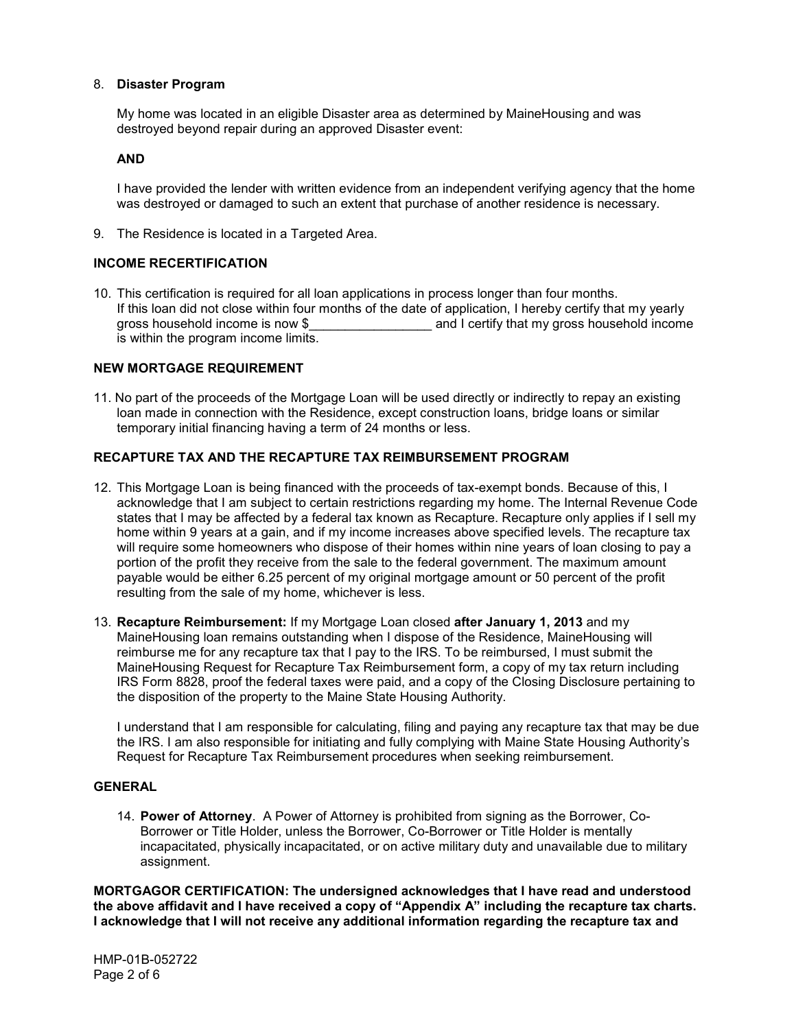8. **Disaster Program**

   My home was located in an eligible Disaster area as determined by MaineHousing and was destroyed beyond repair during an approved Disaster event:

   **AND**

   I have provided the lender with written evidence from an independent verifying agency that the home was destroyed or damaged to such an extent that purchase of another residence is necessary.

9. The Residence is located in a Targeted Area.

**INCOME RECERTIFICATION**

10. This certification is required for all loan applications in process longer than four months. If this loan did not close within four months of the date of application, I hereby certify that my yearly gross household income is now $_________________ and I certify that my gross household income is within the program income limits.

**NEW MORTGAGE REQUIREMENT**

11. No part of the proceeds of the Mortgage Loan will be used directly or indirectly to repay an existing loan made in connection with the Residence, except construction loans, bridge loans or similar temporary initial financing having a term of 24 months or less.

**RECAPTURE TAX AND THE RECAPTURE TAX REIMBURSEMENT PROGRAM**

12. This Mortgage Loan is being financed with the proceeds of tax-exempt bonds. Because of this, I acknowledge that I am subject to certain restrictions regarding my home. The Internal Revenue Code states that I may be affected by a federal tax known as Recapture. Recapture only applies if I sell my home within 9 years at a gain, and if my income increases above specified levels. The recapture tax will require some homeowners who dispose of their homes within nine years of loan closing to pay a portion of the profit they receive from the sale to the federal government. The maximum amount payable would be either 6.25 percent of my original mortgage amount or 50 percent of the profit resulting from the sale of my home, whichever is less.

13. **Recapture Reimbursement:** If my Mortgage Loan closed **after January 1, 2013** and my MaineHousing loan remains outstanding when I dispose of the Residence, MaineHousing will reimburse me for any recapture tax that I pay to the IRS. To be reimbursed, I must submit the MaineHousing Request for Recapture Tax Reimbursement form, a copy of my tax return including IRS Form 8828, proof the federal taxes were paid, and a copy of the Closing Disclosure pertaining to the disposition of the property to the Maine State Housing Authority.

    I understand that I am responsible for calculating, filing and paying any recapture tax that may be due the IRS. I am also responsible for initiating and fully complying with Maine State Housing Authority's Request for Recapture Tax Reimbursement procedures when seeking reimbursement.

**GENERAL**

14. **Power of Attorney**. A Power of Attorney is prohibited from signing as the Borrower, Co-Borrower or Title Holder, unless the Borrower, Co-Borrower or Title Holder is mentally incapacitated, physically incapacitated, or on active military duty and unavailable due to military assignment.

**MORTGAGOR CERTIFICATION: The undersigned acknowledges that I have read and understood the above affidavit and I have received a copy of "Appendix A" including the recapture tax charts. I acknowledge that I will not receive any additional information regarding the recapture tax and**

HMP-01B-052722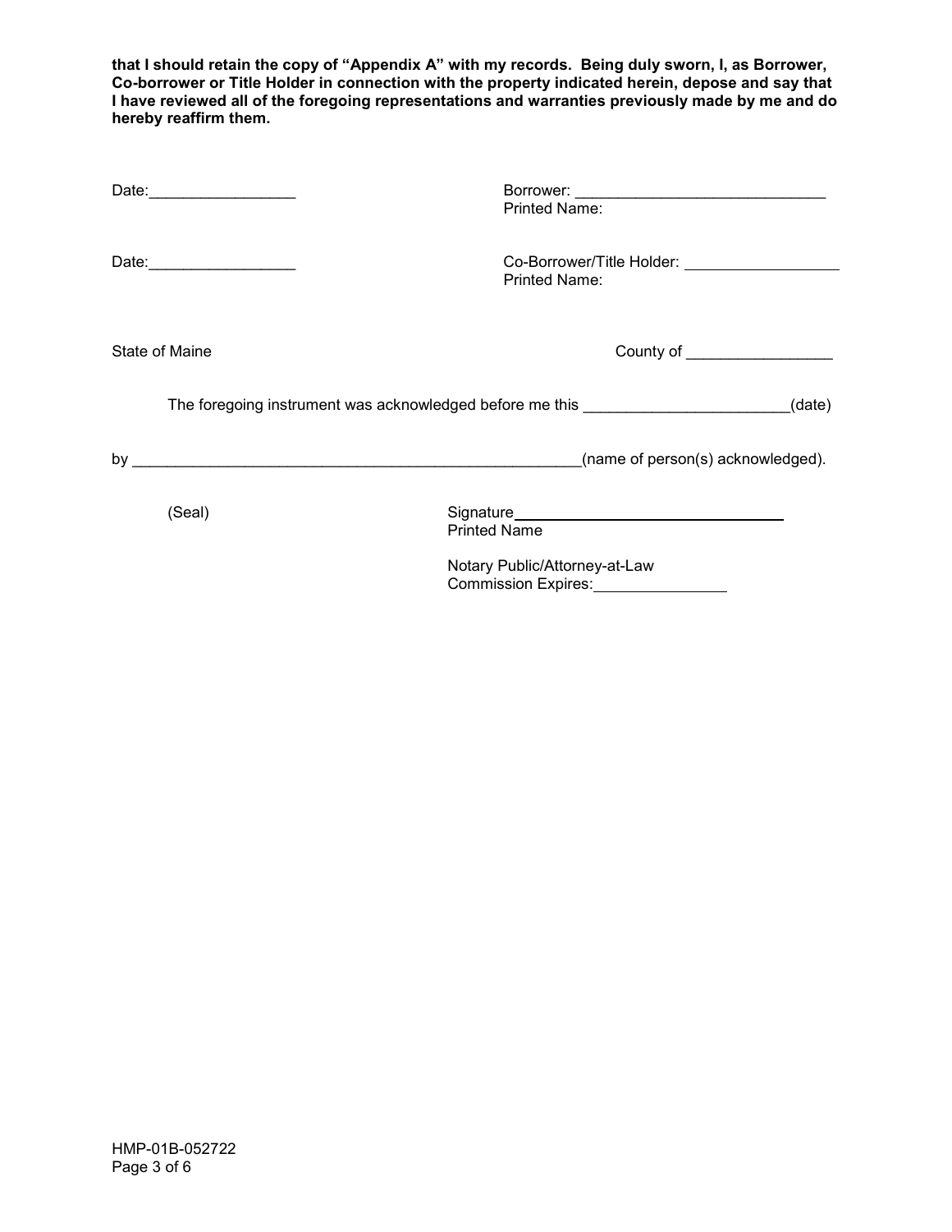**that I should retain the copy of "Appendix A" with my records. Being duly sworn, I, as Borrower, Co-borrower or Title Holder in connection with the property indicated herein, depose and say that I have reviewed all of the foregoing representations and warranties previously made by me and do hereby reaffirm them.**

Date:_________________ Borrower: _____________________________
Printed Name:

Date:_________________ Co-Borrower/Title Holder: __________________
Printed Name:

State of Maine County of _________________

The foregoing instrument was acknowledged before me this _______________________(date)

by _____________________________________________________(name of person(s) acknowledged).

(Seal) Signature_______________________________
Printed Name

Notary Public/Attorney-at-Law
Commission Expires:_______________

HMP-01B-052722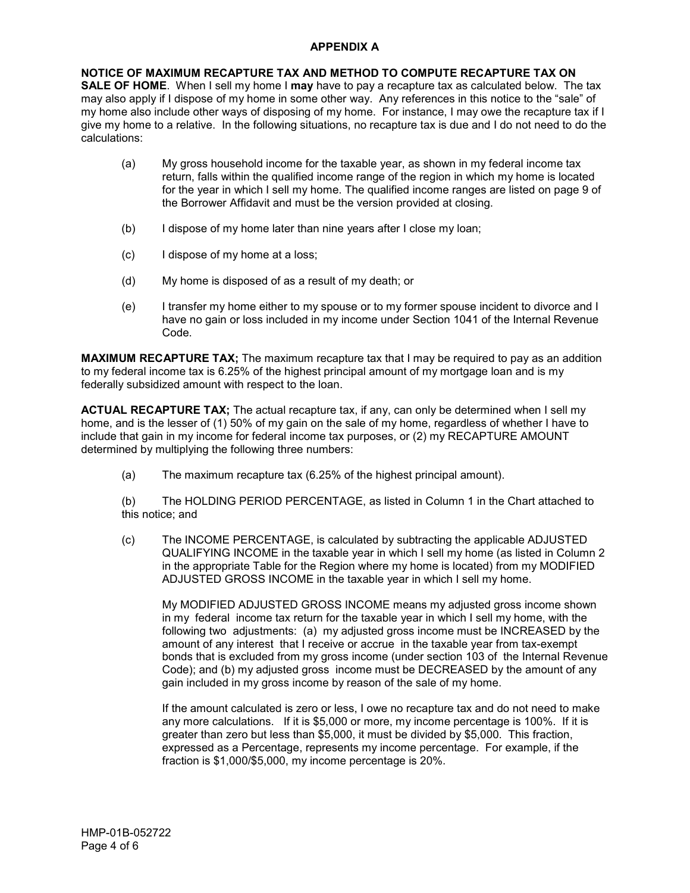# APPENDIX A

**NOTICE OF MAXIMUM RECAPTURE TAX AND METHOD TO COMPUTE RECAPTURE TAX ON SALE OF HOME**. When I sell my home I **may** have to pay a recapture tax as calculated below. The tax may also apply if I dispose of my home in some other way. Any references in this notice to the "sale" of my home also include other ways of disposing of my home. For instance, I may owe the recapture tax if I give my home to a relative. In the following situations, no recapture tax is due and I do not need to do the calculations:

(a) My gross household income for the taxable year, as shown in my federal income tax return, falls within the qualified income range of the region in which my home is located for the year in which I sell my home. The qualified income ranges are listed on page 9 of the Borrower Affidavit and must be the version provided at closing.

(b) I dispose of my home later than nine years after I close my loan;

(c) I dispose of my home at a loss;

(d) My home is disposed of as a result of my death; or

(e) I transfer my home either to my spouse or to my former spouse incident to divorce and I have no gain or loss included in my income under Section 1041 of the Internal Revenue Code.

**MAXIMUM RECAPTURE TAX;** The maximum recapture tax that I may be required to pay as an addition to my federal income tax is 6.25% of the highest principal amount of my mortgage loan and is my federally subsidized amount with respect to the loan.

**ACTUAL RECAPTURE TAX;** The actual recapture tax, if any, can only be determined when I sell my home, and is the lesser of (1) 50% of my gain on the sale of my home, regardless of whether I have to include that gain in my income for federal income tax purposes, or (2) my RECAPTURE AMOUNT determined by multiplying the following three numbers:

(a) The maximum recapture tax (6.25% of the highest principal amount).

(b) The HOLDING PERIOD PERCENTAGE, as listed in Column 1 in the Chart attached to this notice; and

(c) The INCOME PERCENTAGE, is calculated by subtracting the applicable ADJUSTED QUALIFYING INCOME in the taxable year in which I sell my home (as listed in Column 2 in the appropriate Table for the Region where my home is located) from my MODIFIED ADJUSTED GROSS INCOME in the taxable year in which I sell my home.

My MODIFIED ADJUSTED GROSS INCOME means my adjusted gross income shown in my federal income tax return for the taxable year in which I sell my home, with the following two adjustments: (a) my adjusted gross income must be INCREASED by the amount of any interest that I receive or accrue in the taxable year from tax-exempt bonds that is excluded from my gross income (under section 103 of the Internal Revenue Code); and (b) my adjusted gross income must be DECREASED by the amount of any gain included in my gross income by reason of the sale of my home.

If the amount calculated is zero or less, I owe no recapture tax and do not need to make any more calculations. If it is $5,000 or more, my income percentage is 100%. If it is greater than zero but less than $5,000, it must be divided by $5,000. This fraction, expressed as a Percentage, represents my income percentage. For example, if the fraction is $1,000/$5,000, my income percentage is 20%.

HMP-01B-052722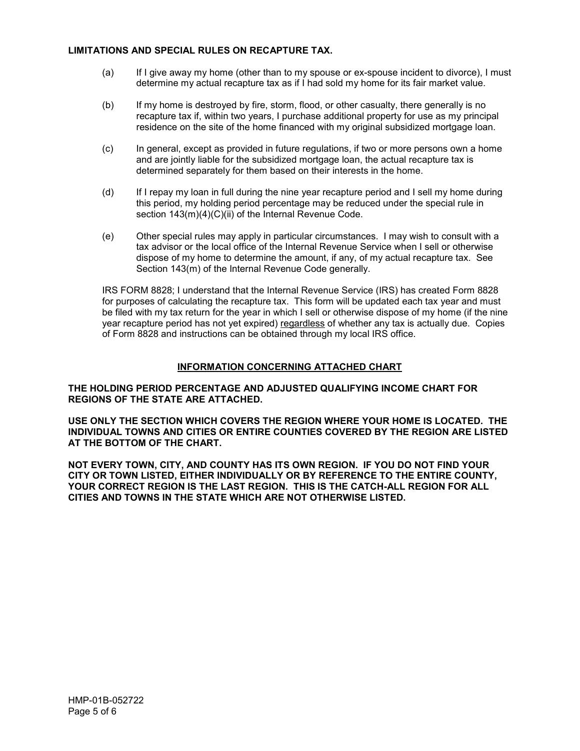**LIMITATIONS AND SPECIAL RULES ON RECAPTURE TAX.**

(a) If I give away my home (other than to my spouse or ex-spouse incident to divorce), I must determine my actual recapture tax as if I had sold my home for its fair market value.

(b) If my home is destroyed by fire, storm, flood, or other casualty, there generally is no recapture tax if, within two years, I purchase additional property for use as my principal residence on the site of the home financed with my original subsidized mortgage loan.

(c) In general, except as provided in future regulations, if two or more persons own a home and are jointly liable for the subsidized mortgage loan, the actual recapture tax is determined separately for them based on their interests in the home.

(d) If I repay my loan in full during the nine year recapture period and I sell my home during this period, my holding period percentage may be reduced under the special rule in section 143(m)(4)(C)(ii) of the Internal Revenue Code.

(e) Other special rules may apply in particular circumstances. I may wish to consult with a tax advisor or the local office of the Internal Revenue Service when I sell or otherwise dispose of my home to determine the amount, if any, of my actual recapture tax. See Section 143(m) of the Internal Revenue Code generally.

IRS FORM 8828; I understand that the Internal Revenue Service (IRS) has created Form 8828 for purposes of calculating the recapture tax. This form will be updated each tax year and must be filed with my tax return for the year in which I sell or otherwise dispose of my home (if the nine year recapture period has not yet expired) <u>regardless</u> of whether any tax is actually due. Copies of Form 8828 and instructions can be obtained through my local IRS office.

## <u>INFORMATION CONCERNING ATTACHED CHART</u>

**THE HOLDING PERIOD PERCENTAGE AND ADJUSTED QUALIFYING INCOME CHART FOR REGIONS OF THE STATE ARE ATTACHED.**

**USE ONLY THE SECTION WHICH COVERS THE REGION WHERE YOUR HOME IS LOCATED. THE INDIVIDUAL TOWNS AND CITIES OR ENTIRE COUNTIES COVERED BY THE REGION ARE LISTED AT THE BOTTOM OF THE CHART.**

**NOT EVERY TOWN, CITY, AND COUNTY HAS ITS OWN REGION. IF YOU DO NOT FIND YOUR CITY OR TOWN LISTED, EITHER INDIVIDUALLY OR BY REFERENCE TO THE ENTIRE COUNTY, YOUR CORRECT REGION IS THE LAST REGION. THIS IS THE CATCH-ALL REGION FOR ALL CITIES AND TOWNS IN THE STATE WHICH ARE NOT OTHERWISE LISTED.**

HMP-01B-052722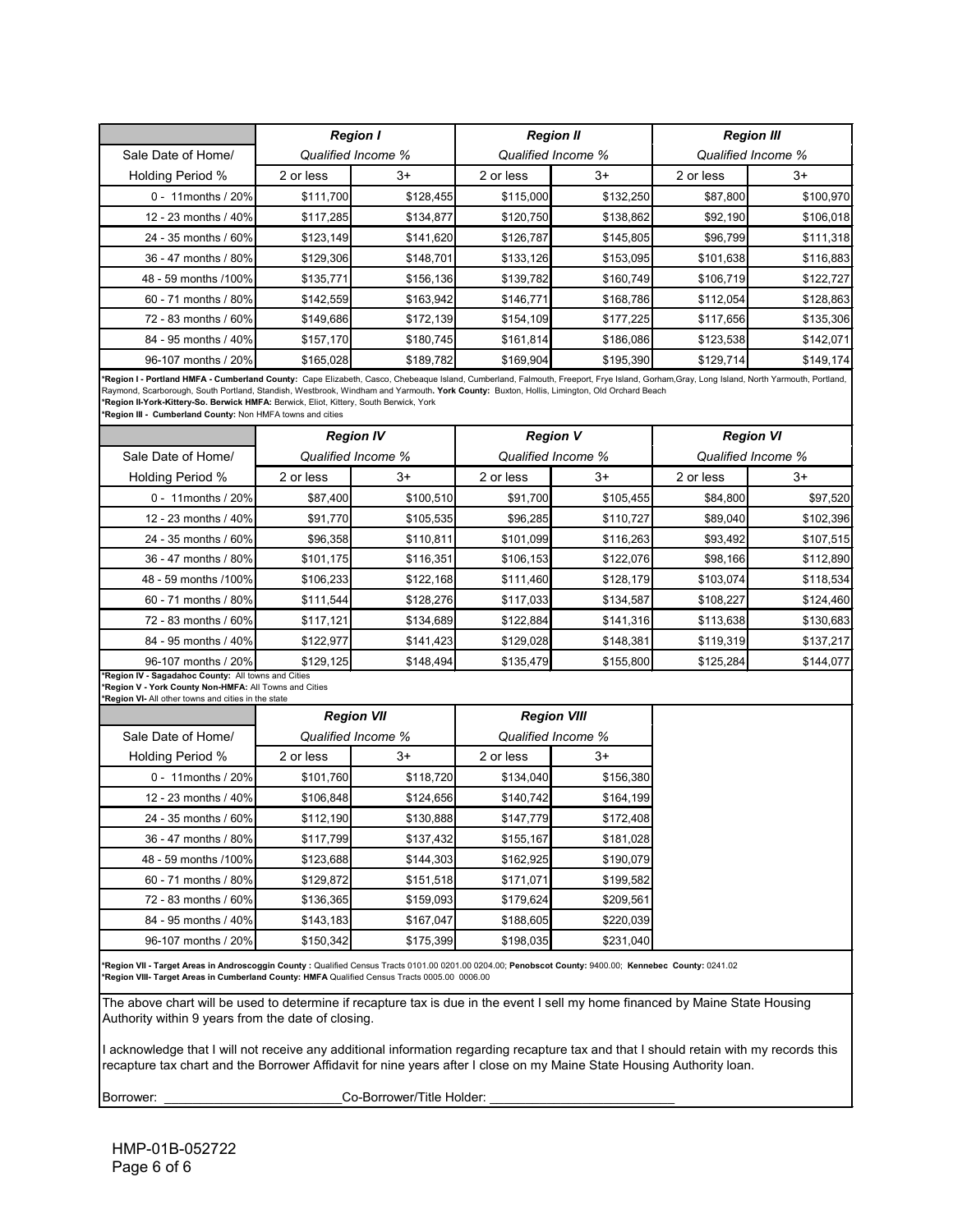| | Region I | | Region II | | Region III | |
|---|---|---|---|---|---|---|
| Sale Date of Home/ | Qualified Income % | | Qualified Income % | | Qualified Income % | |
| Holding Period % | 2 or less | 3+ | 2 or less | 3+ | 2 or less | 3+ |
| 0 - 11months / 20% | $111,700 | $128,455 | $115,000 | $132,250 | $87,800 | $100,970 |
| 12 - 23 months / 40% | $117,285 | $134,877 | $120,750 | $138,862 | $92,190 | $106,018 |
| 24 - 35 months / 60% | $123,149 | $141,620 | $126,787 | $145,805 | $96,799 | $111,318 |
| 36 - 47 months / 80% | $129,306 | $148,701 | $133,126 | $153,095 | $101,638 | $116,883 |
| 48 - 59 months /100% | $135,771 | $156,136 | $139,782 | $160,749 | $106,719 | $122,727 |
| 60 - 71 months / 80% | $142,559 | $163,942 | $146,771 | $168,786 | $112,054 | $128,863 |
| 72 - 83 months / 60% | $149,686 | $172,139 | $154,109 | $177,225 | $117,656 | $135,306 |
| 84 - 95 months / 40% | $157,170 | $180,745 | $161,814 | $186,086 | $123,538 | $142,071 |
| 96-107 months / 20% | $165,028 | $189,782 | $169,904 | $195,390 | $129,714 | $149,174 |

***Region I - Portland HMFA - Cumberland County:** Cape Elizabeth, Casco, Chebeaque Island, Cumberland, Falmouth, Freeport, Frye Island, Gorham,Gray, Long Island, North Yarmouth, Portland, Raymond, Scarborough, South Portland, Standish, Westbrook, Windham and Yarmouth. **York County:** Buxton, Hollis, Limington, Old Orchard Beach
***Region II-York-Kittery-So. Berwick HMFA:** Berwick, Eliot, Kittery, South Berwick, York
***Region III - Cumberland County:** Non HMFA towns and cities

| | Region IV | | Region V | | Region VI | |
|---|---|---|---|---|---|---|
| Sale Date of Home/ | Qualified Income % | | Qualified Income % | | Qualified Income % | |
| Holding Period % | 2 or less | 3+ | 2 or less | 3+ | 2 or less | 3+ |
| 0 - 11months / 20% | $87,400 | $100,510 | $91,700 | $105,455 | $84,800 | $97,520 |
| 12 - 23 months / 40% | $91,770 | $105,535 | $96,285 | $110,727 | $89,040 | $102,396 |
| 24 - 35 months / 60% | $96,358 | $110,811 | $101,099 | $116,263 | $93,492 | $107,515 |
| 36 - 47 months / 80% | $101,175 | $116,351 | $106,153 | $122,076 | $98,166 | $112,890 |
| 48 - 59 months /100% | $106,233 | $122,168 | $111,460 | $128,179 | $103,074 | $118,534 |
| 60 - 71 months / 80% | $111,544 | $128,276 | $117,033 | $134,587 | $108,227 | $124,460 |
| 72 - 83 months / 60% | $117,121 | $134,689 | $122,884 | $141,316 | $113,638 | $130,683 |
| 84 - 95 months / 40% | $122,977 | $141,423 | $129,028 | $148,381 | $119,319 | $137,217 |
| 96-107 months / 20% | $129,125 | $148,494 | $135,479 | $155,800 | $125,284 | $144,077 |

***Region IV - Sagadahoc County:** All towns and Cities
***Region V - York County Non-HMFA:** All Towns and Cities
***Region VI-** All other towns and cities in the state

| | Region VII | | Region VIII | |
|---|---|---|---|---|
| Sale Date of Home/ | Qualified Income % | | Qualified Income % | |
| Holding Period % | 2 or less | 3+ | 2 or less | 3+ |
| 0 - 11months / 20% | $101,760 | $118,720 | $134,040 | $156,380 |
| 12 - 23 months / 40% | $106,848 | $124,656 | $140,742 | $164,199 |
| 24 - 35 months / 60% | $112,190 | $130,888 | $147,779 | $172,408 |
| 36 - 47 months / 80% | $117,799 | $137,432 | $155,167 | $181,028 |
| 48 - 59 months /100% | $123,688 | $144,303 | $162,925 | $190,079 |
| 60 - 71 months / 80% | $129,872 | $151,518 | $171,071 | $199,582 |
| 72 - 83 months / 60% | $136,365 | $159,093 | $179,624 | $209,561 |
| 84 - 95 months / 40% | $143,183 | $167,047 | $188,605 | $220,039 |
| 96-107 months / 20% | $150,342 | $175,399 | $198,035 | $231,040 |

***Region VII - Target Areas in Androscoggin County :** Qualified Census Tracts 0101.00 0201.00 0204.00; **Penobscot County:** 9400.00; **Kennebec County:** 0241.02
***Region VIII- Target Areas in Cumberland County: HMFA** Qualified Census Tracts 0005.00 0006.00

The above chart will be used to determine if recapture tax is due in the event I sell my home financed by Maine State Housing Authority within 9 years from the date of closing.

I acknowledge that I will not receive any additional information regarding recapture tax and that I should retain with my records this recapture tax chart and the Borrower Affidavit for nine years after I close on my Maine State Housing Authority loan.

Borrower: ________________________ Co-Borrower/Title Holder: ________________________

HMP-01B-052722